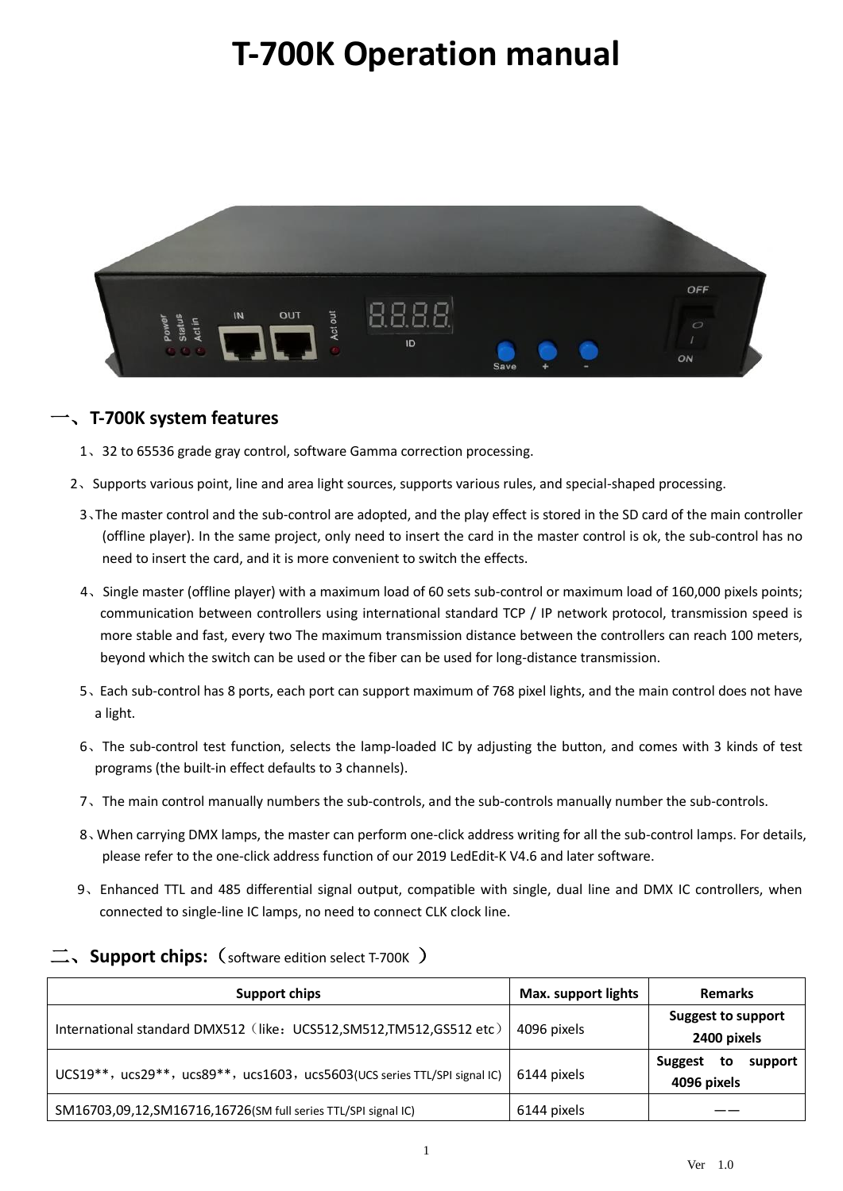# T-700K Operation manual

## 一、T-700K system features

1、32 to 65536 grade gray control, software Gamma correction processing.

2、Supports various point, line and area light sources, supports various rules, and special-shaped processing.

3、The master control and the sub-control are adopted, and the play effect is stored in the SD card of the main controller (offline player). In the same project, only need to insert the card in the master control is ok, the sub-control has no need to insert the card, and it is more convenient to switch the effects.

4、Single master (offline player) with a maximum load of 60 sets sub-control or maximum load of 160,000 pixels points; communication between controllers using international standard TCP / IP network protocol, transmission speed is more stable and fast, every two The maximum transmission distance between the controllers can reach 100 meters, beyond which the switch can be used or the fiber can be used for long-distance transmission.

5、Each sub-control has 8 ports, each port can support maximum of 768 pixel lights, and the main control does not have a light.

6、The sub-control test function, selects the lamp-loaded IC by adjusting the button, and comes with 3 kinds of test programs (the built-in effect defaults to 3 channels).

7、The main control manually numbers the sub-controls, and the sub-controls manually number the sub-controls.

8、When carrying DMX lamps, the master can perform one-click address writing for all the sub-control lamps. For details, please refer to the one-click address function of our 2019 LedEdit-K V4.6 and later software.

9、Enhanced TTL and 485 differential signal output, compatible with single, dual line and DMX IC controllers, when connected to single-line IC lamps, no need to connect CLK clock line.

## 二、Support chips:（software edition select T-700K ）

| Support chips | Max. support lights | Remarks |
|---|---|---|
| International standard DMX512（like：UCS512,SM512,TM512,GS512 etc） | 4096 pixels | **Suggest to support 2400 pixels** |
| UCS19**，ucs29**，ucs89**，ucs1603，ucs5603(UCS series TTL/SPI signal IC) | 6144 pixels | **Suggest to support 4096 pixels** |
| SM16703,09,12,SM16716,16726(SM full series TTL/SPI signal IC) | 6144 pixels | —— |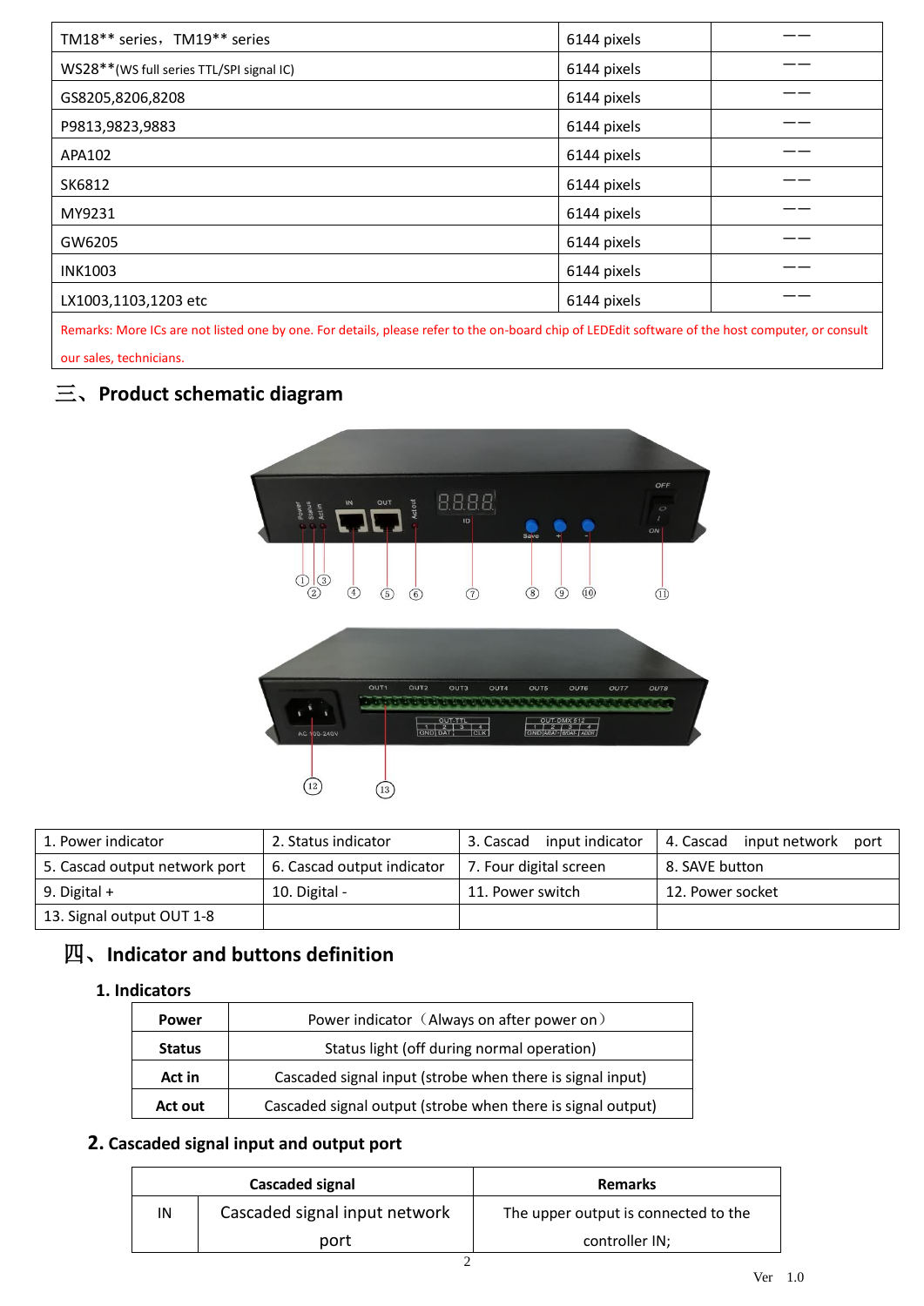| TM18** series，TM19** series | 6144 pixels | —— |
|---|---|---|
| WS28**(WS full series TTL/SPI signal IC) | 6144 pixels | —— |
| GS8205,8206,8208 | 6144 pixels | —— |
| P9813,9823,9883 | 6144 pixels | —— |
| APA102 | 6144 pixels | —— |
| SK6812 | 6144 pixels | —— |
| MY9231 | 6144 pixels | —— |
| GW6205 | 6144 pixels | —— |
| INK1003 | 6144 pixels | —— |
| LX1003,1103,1203 etc | 6144 pixels | —— |
| Remarks: More ICs are not listed one by one. For details, please refer to the on-board chip of LEDEdit software of the host computer, or consult our sales, technicians. | | |

## 三、Product schematic diagram

| 1. Power indicator | 2. Status indicator | 3. Cascad input indicator | 4. Cascad input network port |
|---|---|---|---|
| 5. Cascad output network port | 6. Cascad output indicator | 7. Four digital screen | 8. SAVE button |
| 9. Digital + | 10. Digital - | 11. Power switch | 12. Power socket |
| 13. Signal output OUT 1-8 | | | |

## 四、Indicator and buttons definition

### 1. Indicators

| | |
|---|---|
| **Power** | Power indicator（Always on after power on） |
| **Status** | Status light (off during normal operation) |
| **Act in** | Cascaded signal input (strobe when there is signal input) |
| **Act out** | Cascaded signal output (strobe when there is signal output) |

### 2. Cascaded signal input and output port

| Cascaded signal | | Remarks |
|---|---|---|
| IN | Cascaded signal input network port | The upper output is connected to the controller IN; |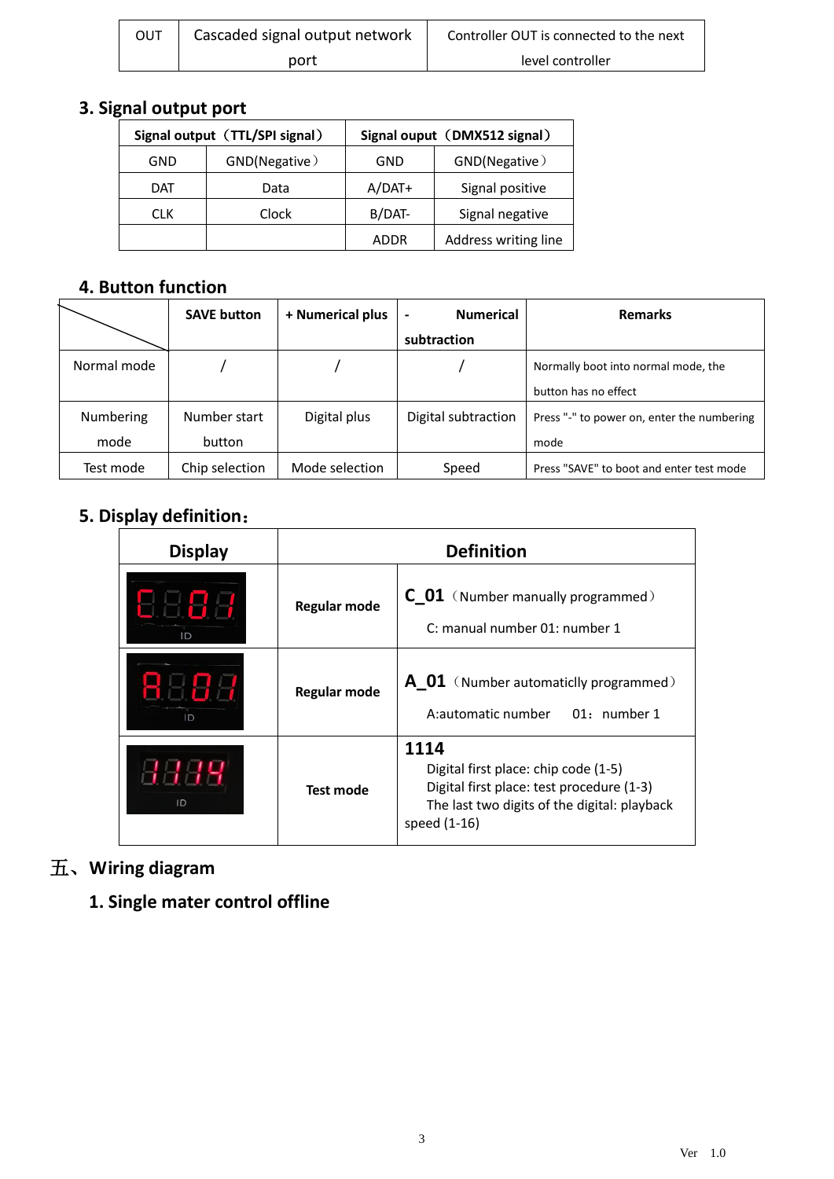| OUT | Cascaded signal output network port | Controller OUT is connected to the next level controller |
|---|---|---|

### 3. Signal output port

| Signal output（TTL/SPI signal） | | Signal ouput（DMX512 signal） | |
|---|---|---|---|
| GND | GND(Negative） | GND | GND(Negative） |
| DAT | Data | A/DAT+ | Signal positive |
| CLK | Clock | B/DAT- | Signal negative |
| | | ADDR | Address writing line |

### 4. Button function

| | SAVE button | + Numerical plus | - Numerical subtraction | Remarks |
|---|---|---|---|---|
| Normal mode | / | / | / | Normally boot into normal mode, the button has no effect |
| Numbering mode | Number start button | Digital plus | Digital subtraction | Press "-" to power on, enter the numbering mode |
| Test mode | Chip selection | Mode selection | Speed | Press "SAVE" to boot and enter test mode |

### 5. Display definition：

| Display | Definition | |
|---|---|---|
| C.8.0.1 (ID) | **Regular mode** | **C_01**（Number manually programmed）<br>C: manual number 01: number 1 |
| A.8.0.1 (ID) | **Regular mode** | **A_01**（Number automaticlly programmed）<br>A:automatic number 01：number 1 |
| 1114 (ID) | **Test mode** | **1114**<br>Digital first place: chip code (1-5)<br>Digital first place: test procedure (1-3)<br>The last two digits of the digital: playback speed (1-16) |

## 五、Wiring diagram

### 1. Single mater control offline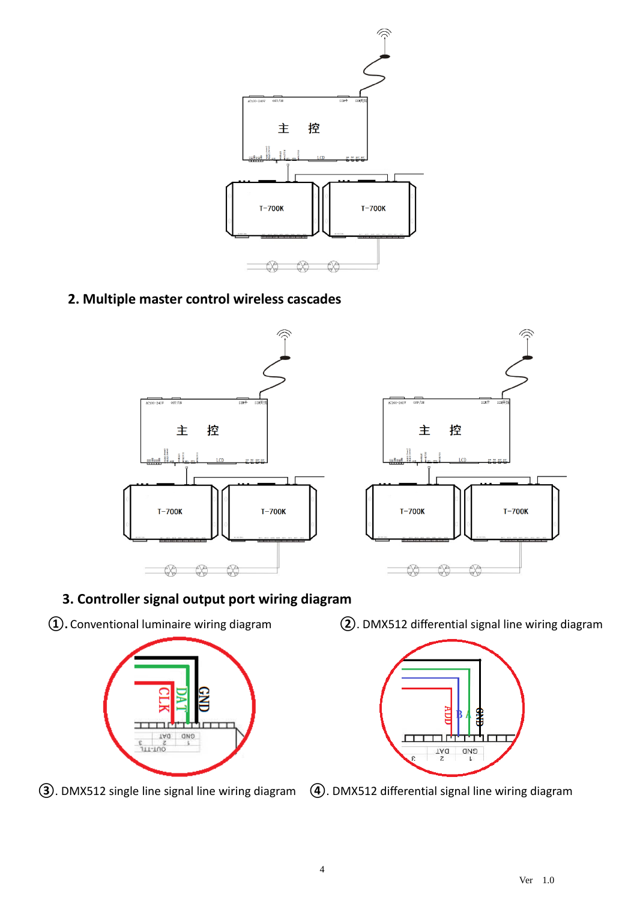## 2. Multiple master control wireless cascades

## 3. Controller signal output port wiring diagram

①. Conventional luminaire wiring diagram

②. DMX512 differential signal line wiring diagram

③. DMX512 single line signal line wiring diagram

④. DMX512 differential signal line wiring diagram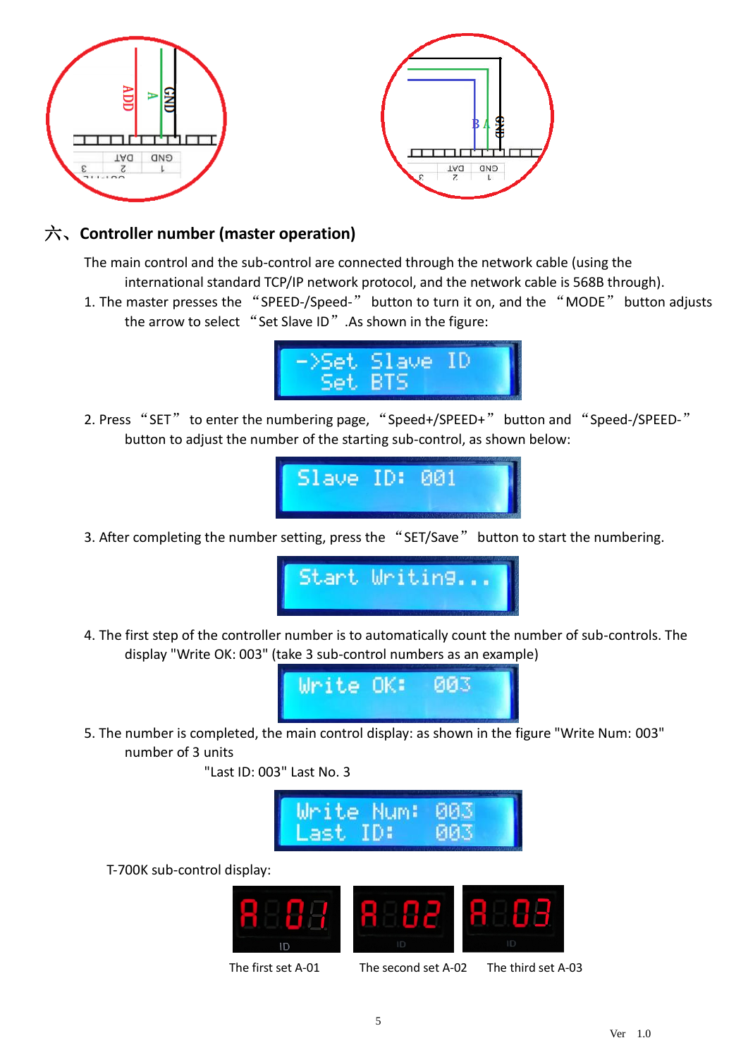## 六、Controller number (master operation)

The main control and the sub-control are connected through the network cable (using the international standard TCP/IP network protocol, and the network cable is 568B through).

1. The master presses the “SPEED-/Speed-” button to turn it on, and the “MODE” button adjusts the arrow to select “Set Slave ID” .As shown in the figure:

```
->Set Slave ID
  Set BTS
```

2. Press “SET” to enter the numbering page, “Speed+/SPEED+” button and “Speed-/SPEED-” button to adjust the number of the starting sub-control, as shown below:

```
Slave ID: 001
```

3. After completing the number setting, press the “SET/Save” button to start the numbering.

```
Start Writing...
```

4. The first step of the controller number is to automatically count the number of sub-controls. The display "Write OK: 003" (take 3 sub-control numbers as an example)

```
Write OK:  003
```

5. The number is completed, the main control display: as shown in the figure "Write Num: 003" number of 3 units

"Last ID: 003" Last No. 3

```
Write Num: 003
Last ID:   003
```

T-700K sub-control display:

The first set A-01 &nbsp;&nbsp;&nbsp; The second set A-02 &nbsp;&nbsp;&nbsp; The third set A-03

Ver 1.0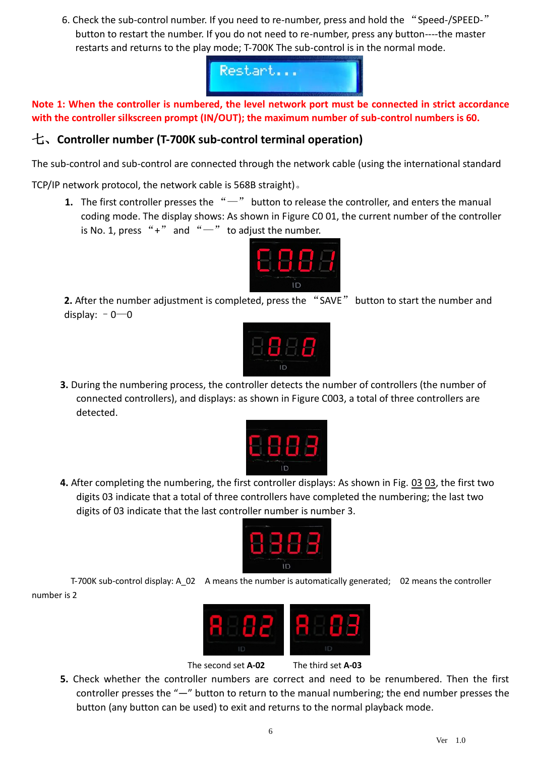6. Check the sub-control number. If you need to re-number, press and hold the “Speed-/SPEED-” button to restart the number. If you do not need to re-number, press any button----the master restarts and returns to the play mode; T-700K The sub-control is in the normal mode.

**Note 1: When the controller is numbered, the level network port must be connected in strict accordance with the controller silkscreen prompt (IN/OUT); the maximum number of sub-control numbers is 60.**

## 七、Controller number (T-700K sub-control terminal operation)

The sub-control and sub-control are connected through the network cable (using the international standard TCP/IP network protocol, the network cable is 568B straight)。

1. The first controller presses the “—” button to release the controller, and enters the manual coding mode. The display shows: As shown in Figure C0 01, the current number of the controller is No. 1, press “+” and “—” to adjust the number.

2. After the number adjustment is completed, press the “SAVE” button to start the number and display: ﹣0—0

3. During the numbering process, the controller detects the number of controllers (the number of connected controllers), and displays: as shown in Figure C003, a total of three controllers are detected.

4. After completing the numbering, the first controller displays: As shown in Fig. 03 03, the first two digits 03 indicate that a total of three controllers have completed the numbering; the last two digits of 03 indicate that the last controller number is number 3.

T-700K sub-control display: A_02 A means the number is automatically generated; 02 means the controller number is 2

The second set **A-02** The third set **A-03**

5. Check whether the controller numbers are correct and need to be renumbered. Then the first controller presses the “—” button to return to the manual numbering; the end number presses the button (any button can be used) to exit and returns to the normal playback mode.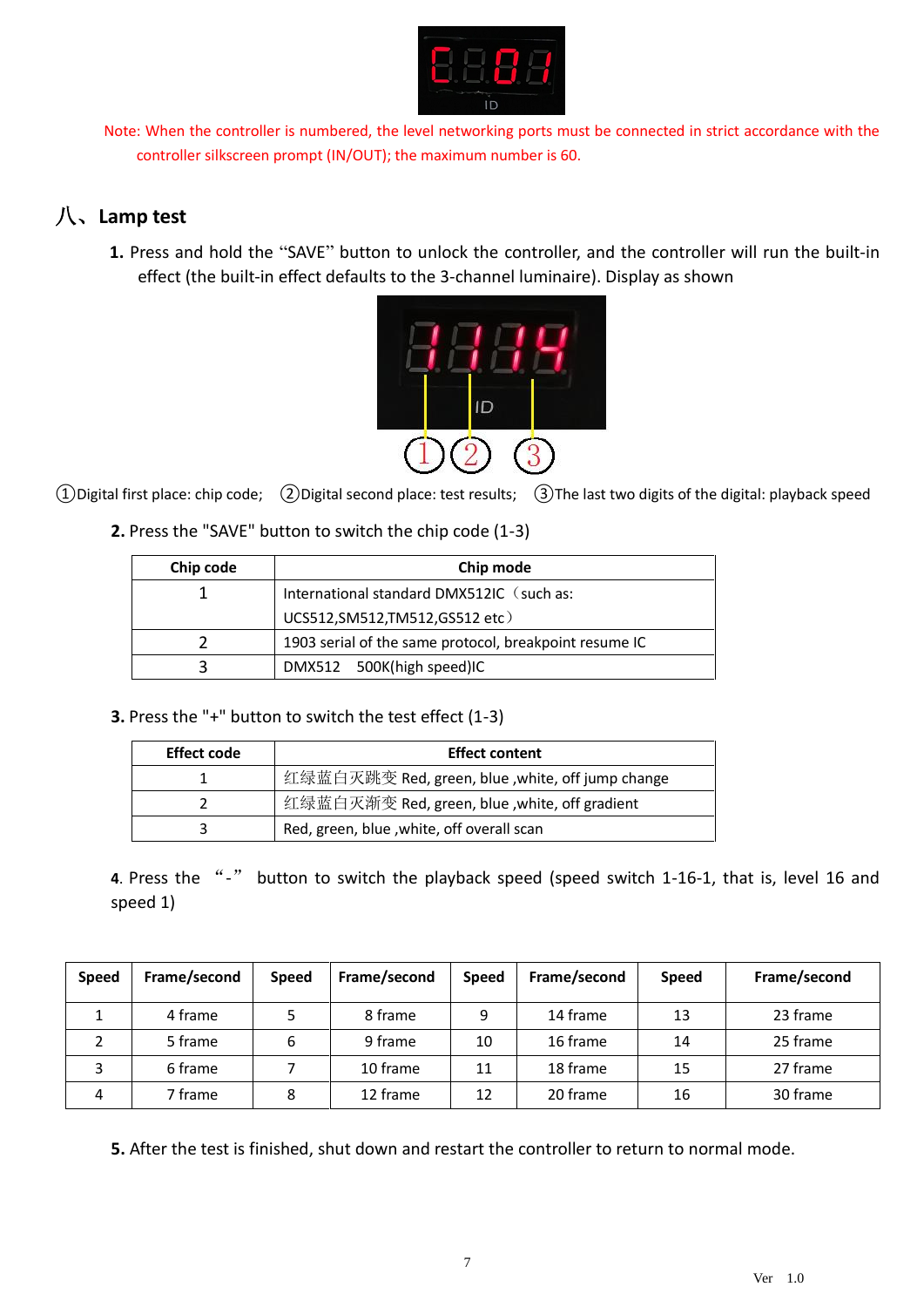Note: When the controller is numbered, the level networking ports must be connected in strict accordance with the controller silkscreen prompt (IN/OUT); the maximum number is 60.

## 八、Lamp test

**1.** Press and hold the “SAVE” button to unlock the controller, and the controller will run the built-in effect (the built-in effect defaults to the 3-channel luminaire). Display as shown

①Digital first place: chip code; ②Digital second place: test results; ③The last two digits of the digital: playback speed

**2.** Press the "SAVE" button to switch the chip code (1-3)

| Chip code | Chip mode |
|---|---|
| 1 | International standard DMX512IC（such as: UCS512,SM512,TM512,GS512 etc） |
| 2 | 1903 serial of the same protocol, breakpoint resume IC |
| 3 | DMX512 500K(high speed)IC |

**3.** Press the "+" button to switch the test effect (1-3)

| Effect code | Effect content |
|---|---|
| 1 | 红绿蓝白灭跳变 Red, green, blue ,white, off jump change |
| 2 | 红绿蓝白灭渐变 Red, green, blue ,white, off gradient |
| 3 | Red, green, blue ,white, off overall scan |

**4**. Press the “-” button to switch the playback speed (speed switch 1-16-1, that is, level 16 and speed 1)

| Speed | Frame/second | Speed | Frame/second | Speed | Frame/second | Speed | Frame/second |
|---|---|---|---|---|---|---|---|
| 1 | 4 frame | 5 | 8 frame | 9 | 14 frame | 13 | 23 frame |
| 2 | 5 frame | 6 | 9 frame | 10 | 16 frame | 14 | 25 frame |
| 3 | 6 frame | 7 | 10 frame | 11 | 18 frame | 15 | 27 frame |
| 4 | 7 frame | 8 | 12 frame | 12 | 20 frame | 16 | 30 frame |

**5.** After the test is finished, shut down and restart the controller to return to normal mode.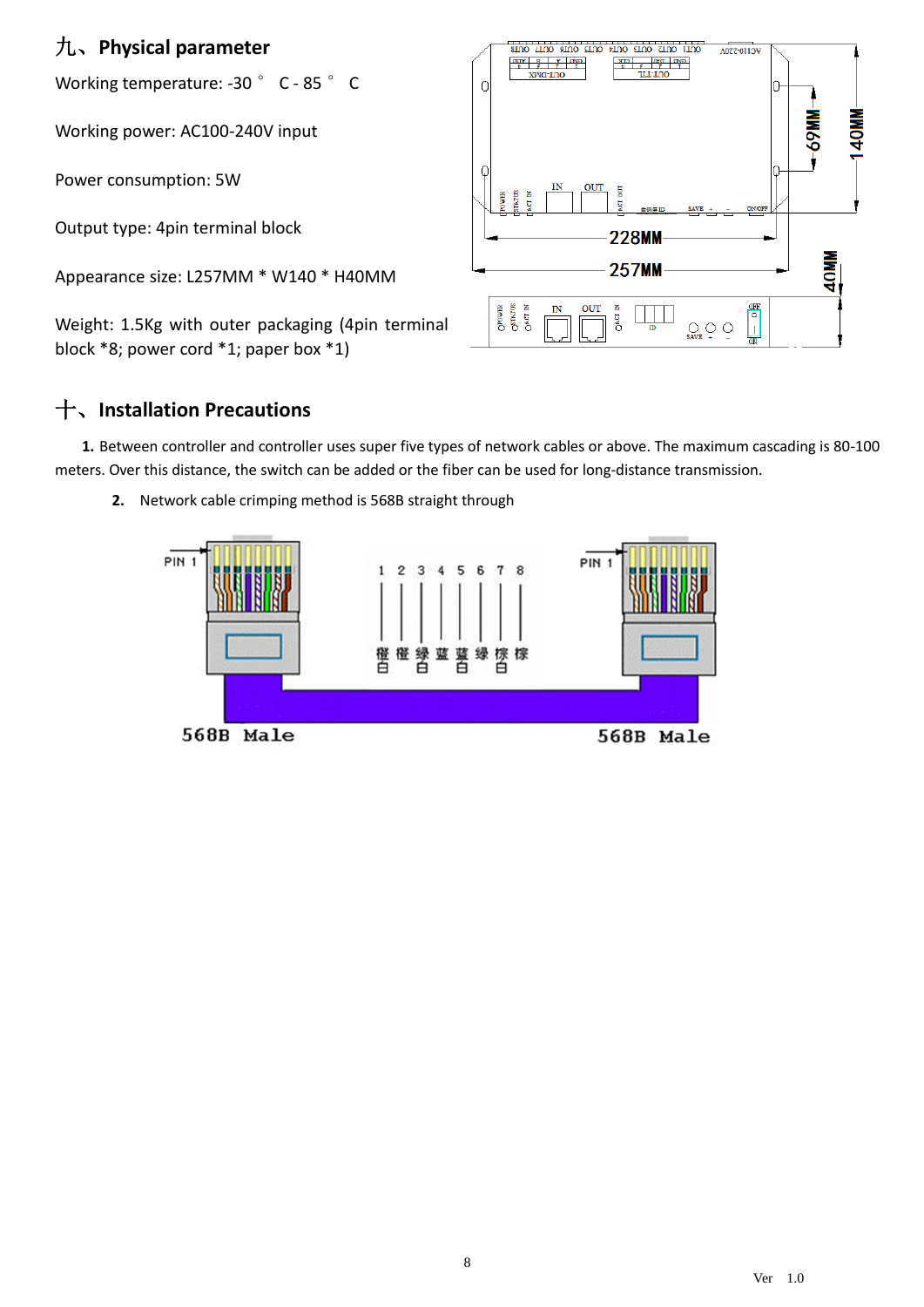## 九、Physical parameter

Working temperature: -30 ° C - 85 ° C

Working power: AC100-240V input

Power consumption: 5W

Output type: 4pin terminal block

Appearance size: L257MM * W140 * H40MM

Weight: 1.5Kg with outer packaging (4pin terminal block *8; power cord *1; paper box *1)

228MM

257MM

69MM

140MM

40MM

## 十、Installation Precautions

**1.** Between controller and controller uses super five types of network cables or above. The maximum cascading is 80-100 meters. Over this distance, the switch can be added or the fiber can be used for long-distance transmission.

**2.** Network cable crimping method is 568B straight through

PIN 1

1 2 3 4 5 6 7 8

橙白 橙 绿白 蓝 蓝白 绿 棕白 棕

PIN 1

568B Male

568B Male